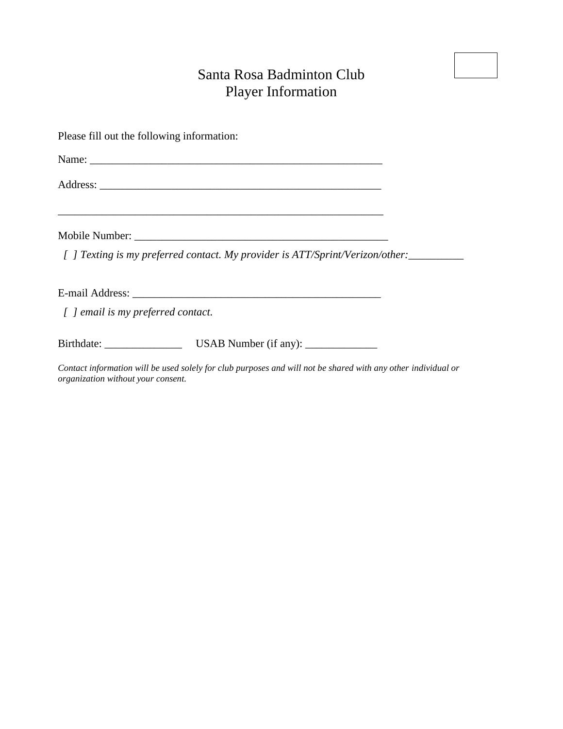# Santa Rosa Badminton Club
## Player Information

Please fill out the following information:

Name: ________________________________________________________

Address: ______________________________________________________

______________________________________________________________

Mobile Number: ________________________________________________

*[ ] Texting is my preferred contact. My provider is ATT/Sprint/Verizon/other:__________*

E-mail Address: _______________________________________________

*[ ] email is my preferred contact.*

Birthdate: ______________ USAB Number (if any): _____________

*Contact information will be used solely for club purposes and will not be shared with any other individual or organization without your consent.*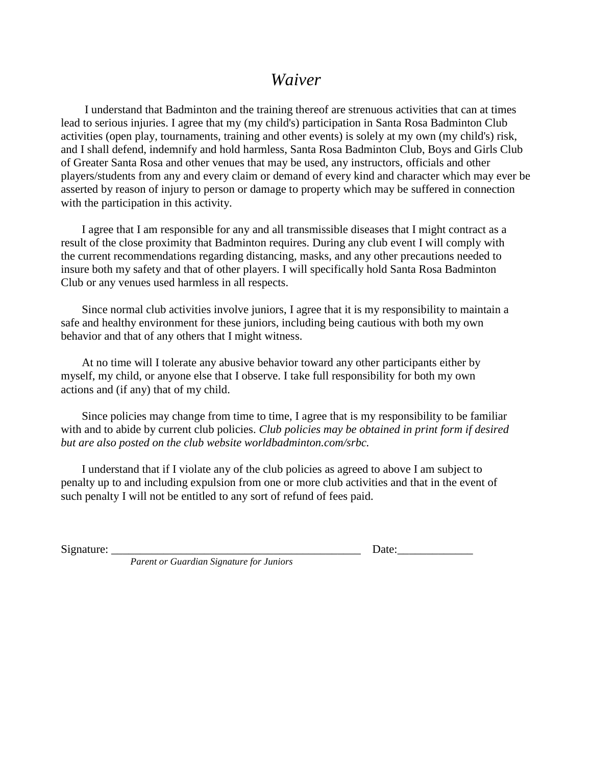# *Waiver*

I understand that Badminton and the training thereof are strenuous activities that can at times lead to serious injuries. I agree that my (my child's) participation in Santa Rosa Badminton Club activities (open play, tournaments, training and other events) is solely at my own (my child's) risk, and I shall defend, indemnify and hold harmless, Santa Rosa Badminton Club, Boys and Girls Club of Greater Santa Rosa and other venues that may be used, any instructors, officials and other players/students from any and every claim or demand of every kind and character which may ever be asserted by reason of injury to person or damage to property which may be suffered in connection with the participation in this activity.

I agree that I am responsible for any and all transmissible diseases that I might contract as a result of the close proximity that Badminton requires. During any club event I will comply with the current recommendations regarding distancing, masks, and any other precautions needed to insure both my safety and that of other players. I will specifically hold Santa Rosa Badminton Club or any venues used harmless in all respects.

Since normal club activities involve juniors, I agree that it is my responsibility to maintain a safe and healthy environment for these juniors, including being cautious with both my own behavior and that of any others that I might witness.

At no time will I tolerate any abusive behavior toward any other participants either by myself, my child, or anyone else that I observe. I take full responsibility for both my own actions and (if any) that of my child.

Since policies may change from time to time, I agree that is my responsibility to be familiar with and to abide by current club policies. *Club policies may be obtained in print form if desired but are also posted on the club website worldbadminton.com/srbc.*

I understand that if I violate any of the club policies as agreed to above I am subject to penalty up to and including expulsion from one or more club activities and that in the event of such penalty I will not be entitled to any sort of refund of fees paid.

Signature: _____________________________________________ Date:_____________

*Parent or Guardian Signature for Juniors*